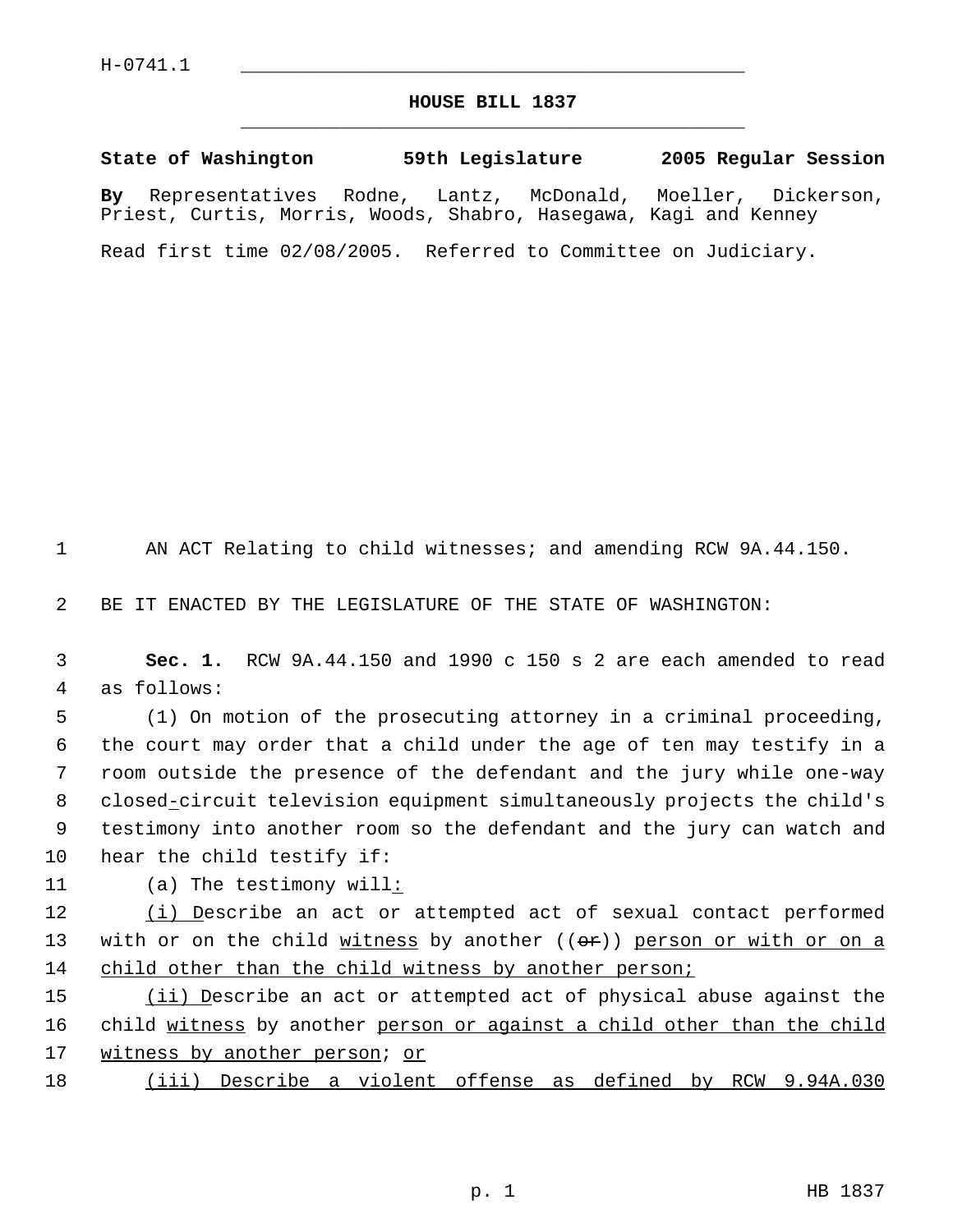H-0741.1

# HOUSE BILL 1837

**State of Washington 59th Legislature 2005 Regular Session**

**By** Representatives Rodne, Lantz, McDonald, Moeller, Dickerson, Priest, Curtis, Morris, Woods, Shabro, Hasegawa, Kagi and Kenney

Read first time 02/08/2005. Referred to Committee on Judiciary.

AN ACT Relating to child witnesses; and amending RCW 9A.44.150.

BE IT ENACTED BY THE LEGISLATURE OF THE STATE OF WASHINGTON:

**Sec. 1.** RCW 9A.44.150 and 1990 c 150 s 2 are each amended to read as follows:

(1) On motion of the prosecuting attorney in a criminal proceeding, the court may order that a child under the age of ten may testify in a room outside the presence of the defendant and the jury while one-way closed-circuit television equipment simultaneously projects the child's testimony into another room so the defendant and the jury can watch and hear the child testify if:

(a) The testimony will:

(i) Describe an act or attempted act of sexual contact performed with or on the child witness by another ((~~or~~)) person or with or on a child other than the child witness by another person;

(ii) Describe an act or attempted act of physical abuse against the child witness by another person or against a child other than the child witness by another person; or

(iii) Describe a violent offense as defined by RCW 9.94A.030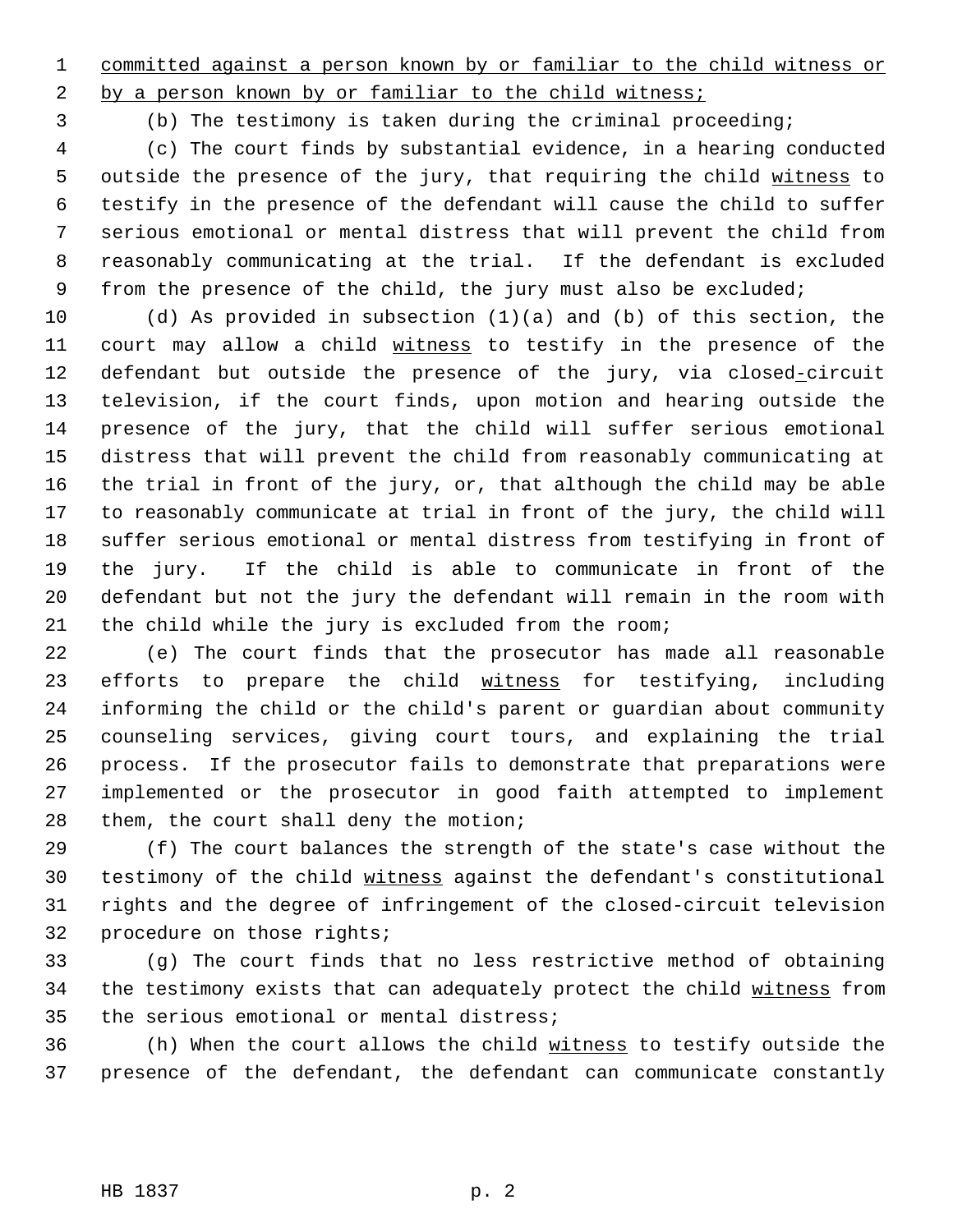committed against a person known by or familiar to the child witness or by a person known by or familiar to the child witness;

(b) The testimony is taken during the criminal proceeding;

(c) The court finds by substantial evidence, in a hearing conducted outside the presence of the jury, that requiring the child witness to testify in the presence of the defendant will cause the child to suffer serious emotional or mental distress that will prevent the child from reasonably communicating at the trial. If the defendant is excluded from the presence of the child, the jury must also be excluded;

(d) As provided in subsection (1)(a) and (b) of this section, the court may allow a child witness to testify in the presence of the defendant but outside the presence of the jury, via closed-circuit television, if the court finds, upon motion and hearing outside the presence of the jury, that the child will suffer serious emotional distress that will prevent the child from reasonably communicating at the trial in front of the jury, or, that although the child may be able to reasonably communicate at trial in front of the jury, the child will suffer serious emotional or mental distress from testifying in front of the jury. If the child is able to communicate in front of the defendant but not the jury the defendant will remain in the room with the child while the jury is excluded from the room;

(e) The court finds that the prosecutor has made all reasonable efforts to prepare the child witness for testifying, including informing the child or the child's parent or guardian about community counseling services, giving court tours, and explaining the trial process. If the prosecutor fails to demonstrate that preparations were implemented or the prosecutor in good faith attempted to implement them, the court shall deny the motion;

(f) The court balances the strength of the state's case without the testimony of the child witness against the defendant's constitutional rights and the degree of infringement of the closed-circuit television procedure on those rights;

(g) The court finds that no less restrictive method of obtaining the testimony exists that can adequately protect the child witness from the serious emotional or mental distress;

(h) When the court allows the child witness to testify outside the presence of the defendant, the defendant can communicate constantly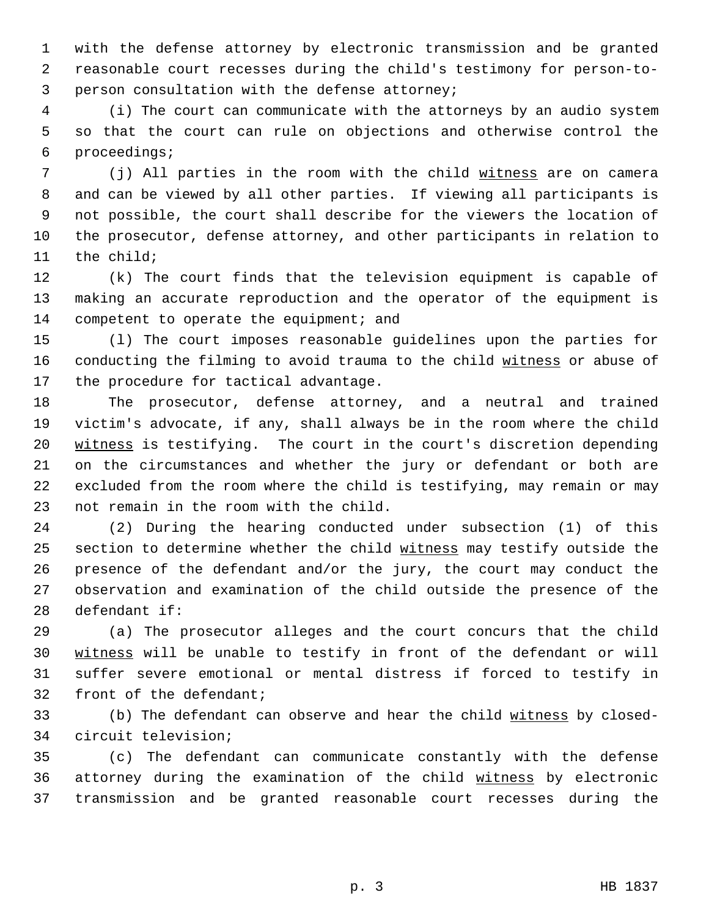with the defense attorney by electronic transmission and be granted reasonable court recesses during the child's testimony for person-to-person consultation with the defense attorney;

(i) The court can communicate with the attorneys by an audio system so that the court can rule on objections and otherwise control the proceedings;

(j) All parties in the room with the child <u>witness</u> are on camera and can be viewed by all other parties. If viewing all participants is not possible, the court shall describe for the viewers the location of the prosecutor, defense attorney, and other participants in relation to the child;

(k) The court finds that the television equipment is capable of making an accurate reproduction and the operator of the equipment is competent to operate the equipment; and

(l) The court imposes reasonable guidelines upon the parties for conducting the filming to avoid trauma to the child <u>witness</u> or abuse of the procedure for tactical advantage.

The prosecutor, defense attorney, and a neutral and trained victim's advocate, if any, shall always be in the room where the child <u>witness</u> is testifying. The court in the court's discretion depending on the circumstances and whether the jury or defendant or both are excluded from the room where the child is testifying, may remain or may not remain in the room with the child.

(2) During the hearing conducted under subsection (1) of this section to determine whether the child <u>witness</u> may testify outside the presence of the defendant and/or the jury, the court may conduct the observation and examination of the child outside the presence of the defendant if:

(a) The prosecutor alleges and the court concurs that the child <u>witness</u> will be unable to testify in front of the defendant or will suffer severe emotional or mental distress if forced to testify in front of the defendant;

(b) The defendant can observe and hear the child <u>witness</u> by closed-circuit television;

(c) The defendant can communicate constantly with the defense attorney during the examination of the child <u>witness</u> by electronic transmission and be granted reasonable court recesses during the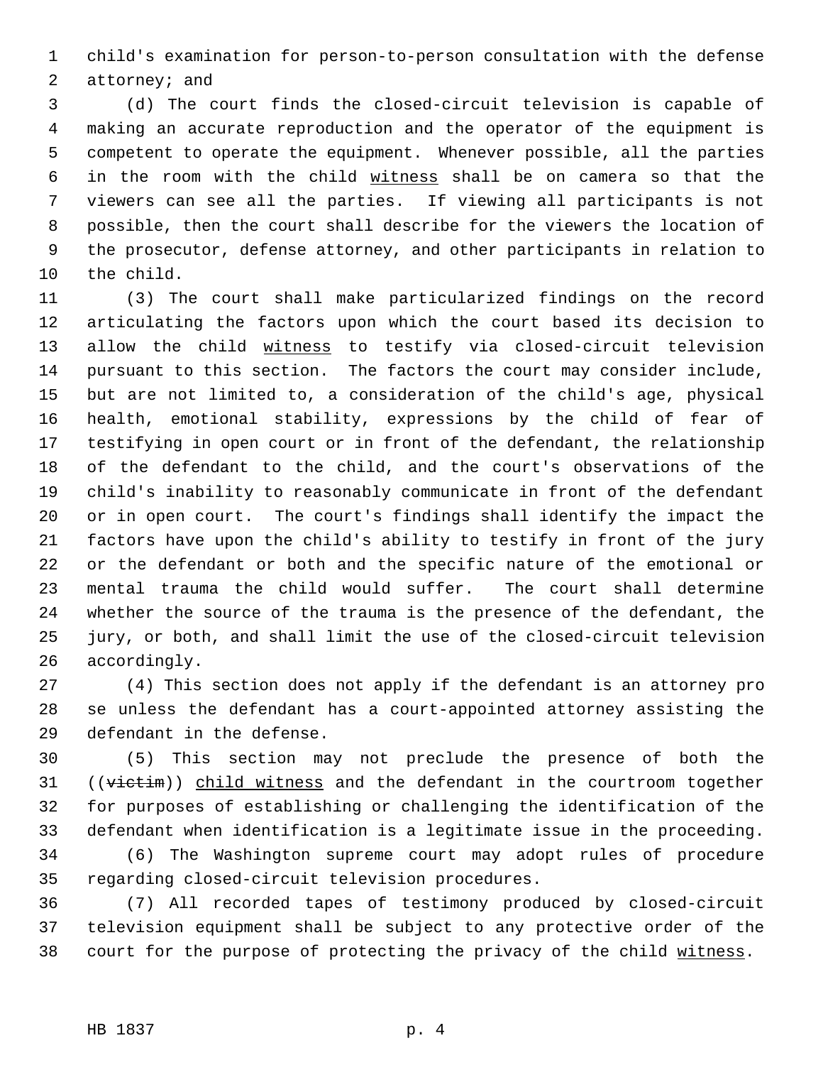child's examination for person-to-person consultation with the defense attorney; and

(d) The court finds the closed-circuit television is capable of making an accurate reproduction and the operator of the equipment is competent to operate the equipment. Whenever possible, all the parties in the room with the child witness shall be on camera so that the viewers can see all the parties. If viewing all participants is not possible, then the court shall describe for the viewers the location of the prosecutor, defense attorney, and other participants in relation to the child.

(3) The court shall make particularized findings on the record articulating the factors upon which the court based its decision to allow the child witness to testify via closed-circuit television pursuant to this section. The factors the court may consider include, but are not limited to, a consideration of the child's age, physical health, emotional stability, expressions by the child of fear of testifying in open court or in front of the defendant, the relationship of the defendant to the child, and the court's observations of the child's inability to reasonably communicate in front of the defendant or in open court. The court's findings shall identify the impact the factors have upon the child's ability to testify in front of the jury or the defendant or both and the specific nature of the emotional or mental trauma the child would suffer. The court shall determine whether the source of the trauma is the presence of the defendant, the jury, or both, and shall limit the use of the closed-circuit television accordingly.

(4) This section does not apply if the defendant is an attorney pro se unless the defendant has a court-appointed attorney assisting the defendant in the defense.

(5) This section may not preclude the presence of both the ((~~victim~~)) child witness and the defendant in the courtroom together for purposes of establishing or challenging the identification of the defendant when identification is a legitimate issue in the proceeding.

(6) The Washington supreme court may adopt rules of procedure regarding closed-circuit television procedures.

(7) All recorded tapes of testimony produced by closed-circuit television equipment shall be subject to any protective order of the court for the purpose of protecting the privacy of the child witness.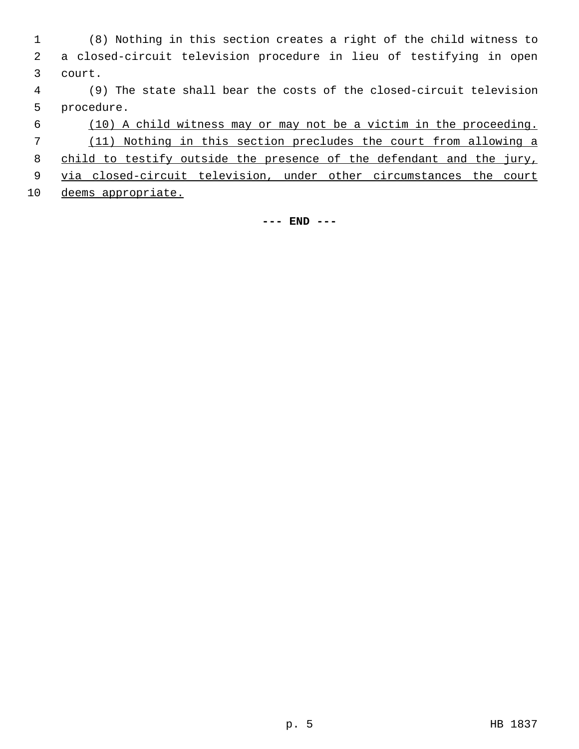(8) Nothing in this section creates a right of the child witness to a closed-circuit television procedure in lieu of testifying in open court.

(9) The state shall bear the costs of the closed-circuit television procedure.

<u>(10) A child witness may or may not be a victim in the proceeding.</u>

<u>(11) Nothing in this section precludes the court from allowing a child to testify outside the presence of the defendant and the jury, via closed-circuit television, under other circumstances the court deems appropriate.</u>

**--- END ---**